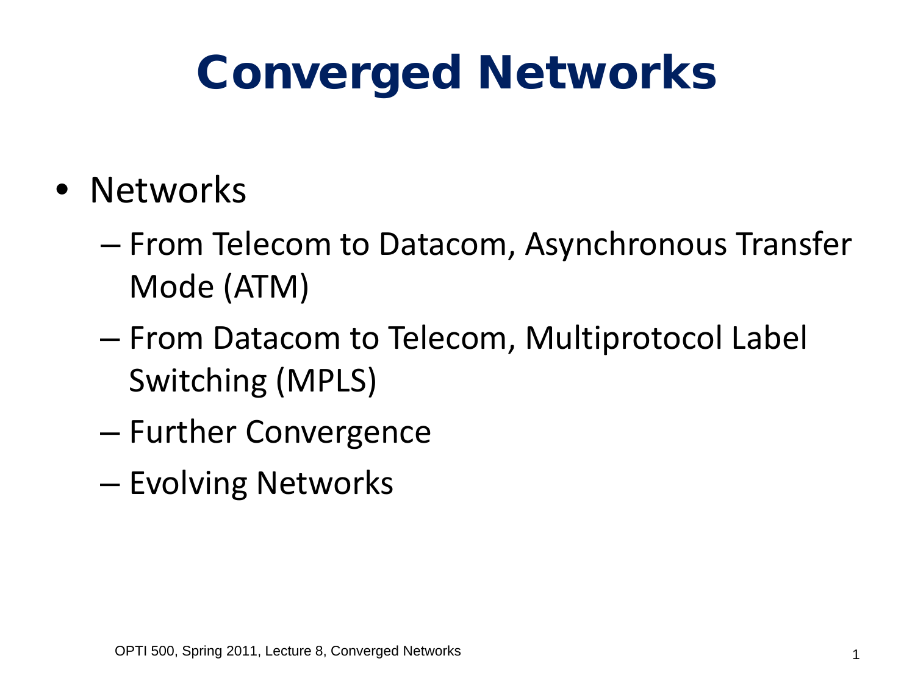# Converged Networks

- Networks
  - From Telecom to Datacom, Asynchronous Transfer Mode (ATM)
  - From Datacom to Telecom, Multiprotocol Label Switching (MPLS)
  - Further Convergence
  - Evolving Networks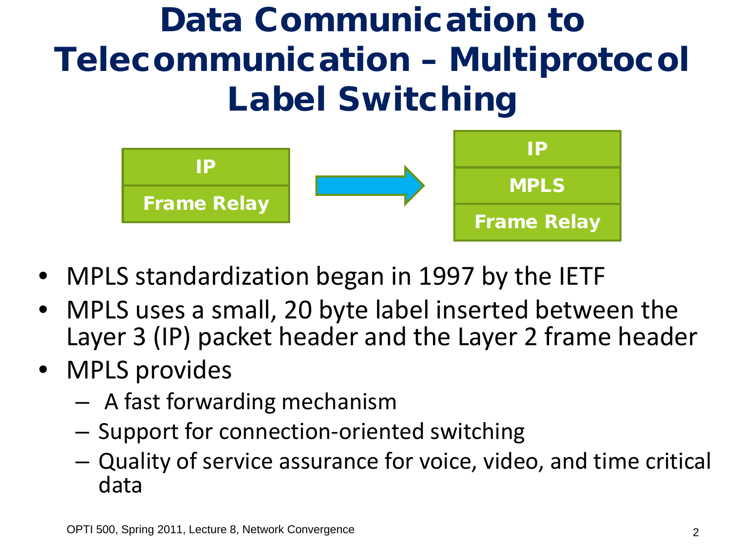# Data Communication to Telecommunication – Multiprotocol Label Switching

| IP |
| --- |
| Frame Relay |

→

| IP |
| --- |
| MPLS |
| Frame Relay |

- MPLS standardization began in 1997 by the IETF
- MPLS uses a small, 20 byte label inserted between the Layer 3 (IP) packet header and the Layer 2 frame header
- MPLS provides
  - A fast forwarding mechanism
  - Support for connection-oriented switching
  - Quality of service assurance for voice, video, and time critical data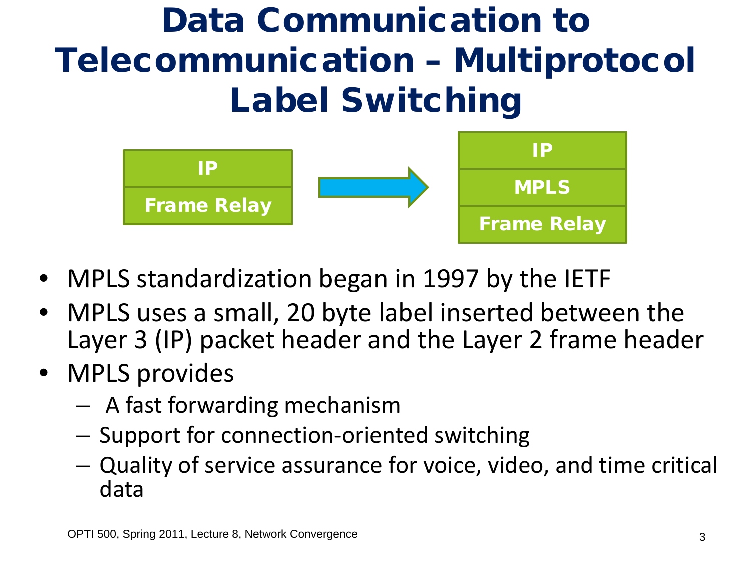# Data Communication to Telecommunication – Multiprotocol Label Switching

| IP |
| --- |
| Frame Relay |

→

| IP |
| --- |
| MPLS |
| Frame Relay |

- MPLS standardization began in 1997 by the IETF
- MPLS uses a small, 20 byte label inserted between the Layer 3 (IP) packet header and the Layer 2 frame header
- MPLS provides
  - A fast forwarding mechanism
  - Support for connection-oriented switching
  - Quality of service assurance for voice, video, and time critical data

OPTI 500, Spring 2011, Lecture 8, Network Convergence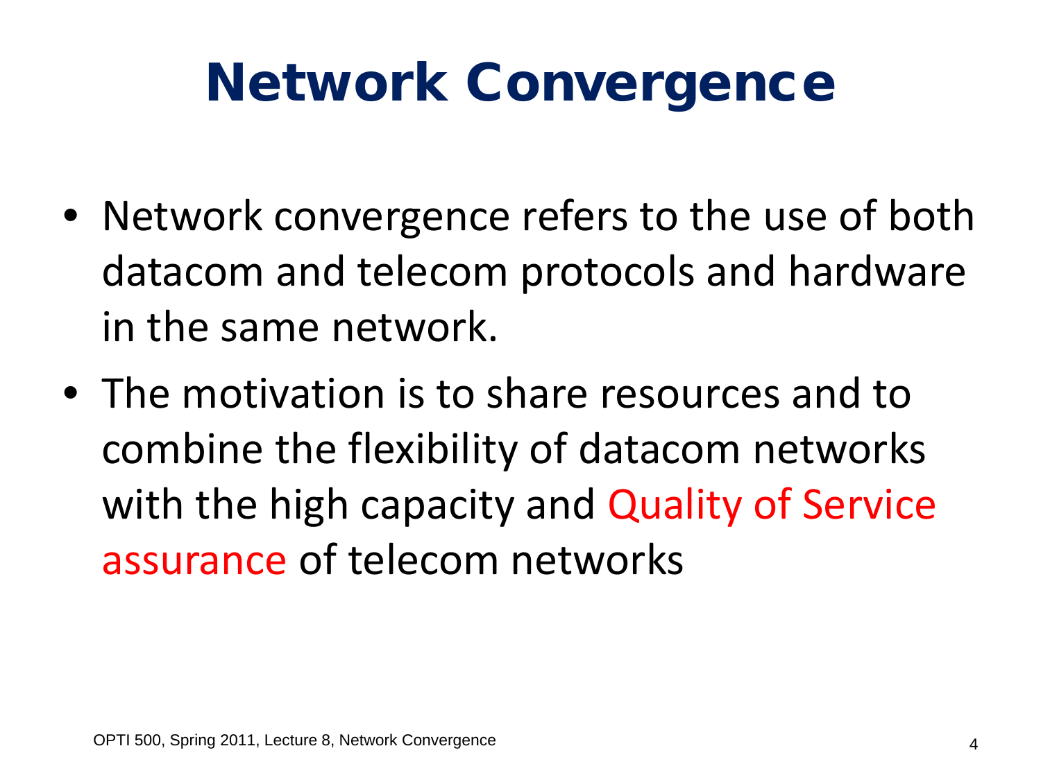# Network Convergence

- Network convergence refers to the use of both datacom and telecom protocols and hardware in the same network.
- The motivation is to share resources and to combine the flexibility of datacom networks with the high capacity and Quality of Service assurance of telecom networks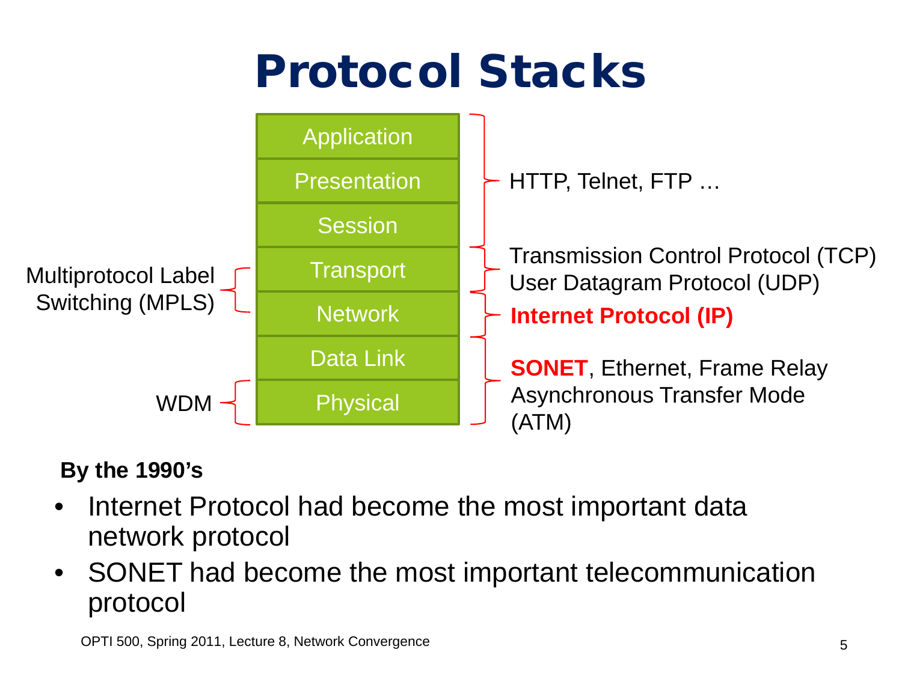# Protocol Stacks

| Left label | Layer | Right label |
|---|---|---|
| | Application | HTTP, Telnet, FTP … |
| | Presentation | |
| | Session | |
| Multiprotocol Label Switching (MPLS) | Transport | Transmission Control Protocol (TCP) User Datagram Protocol (UDP) |
| | Network | **Internet Protocol (IP)** |
| | Data Link | **SONET**, Ethernet, Frame Relay Asynchronous Transfer Mode (ATM) |
| WDM | Physical | |

**By the 1990's**

- Internet Protocol had become the most important data network protocol
- SONET had become the most important telecommunication protocol

OPTI 500, Spring 2011, Lecture 8, Network Convergence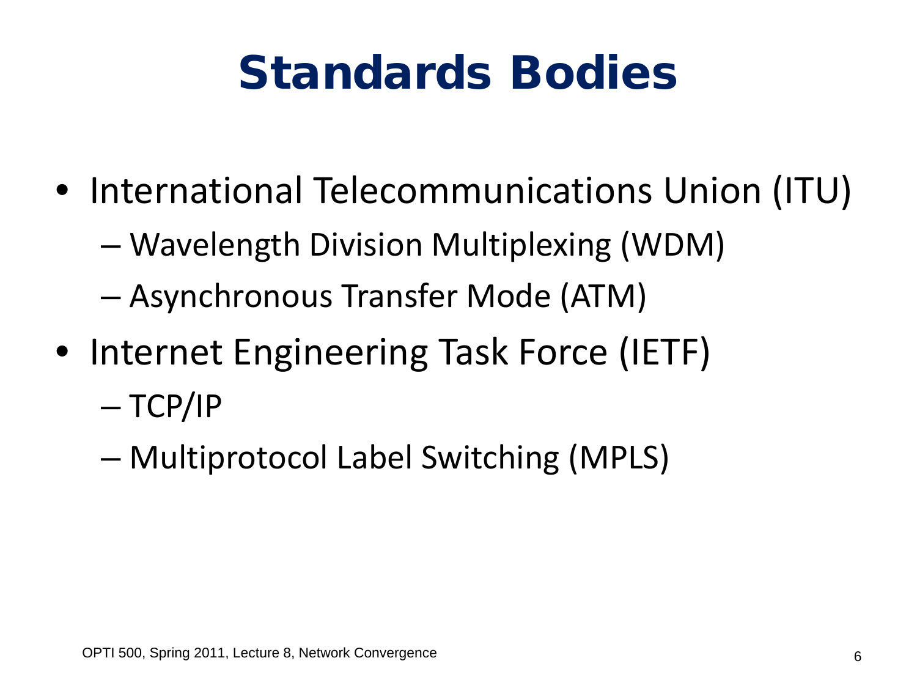# Standards Bodies

- International Telecommunications Union (ITU)
  - Wavelength Division Multiplexing (WDM)
  - Asynchronous Transfer Mode (ATM)
- Internet Engineering Task Force (IETF)
  - TCP/IP
  - Multiprotocol Label Switching (MPLS)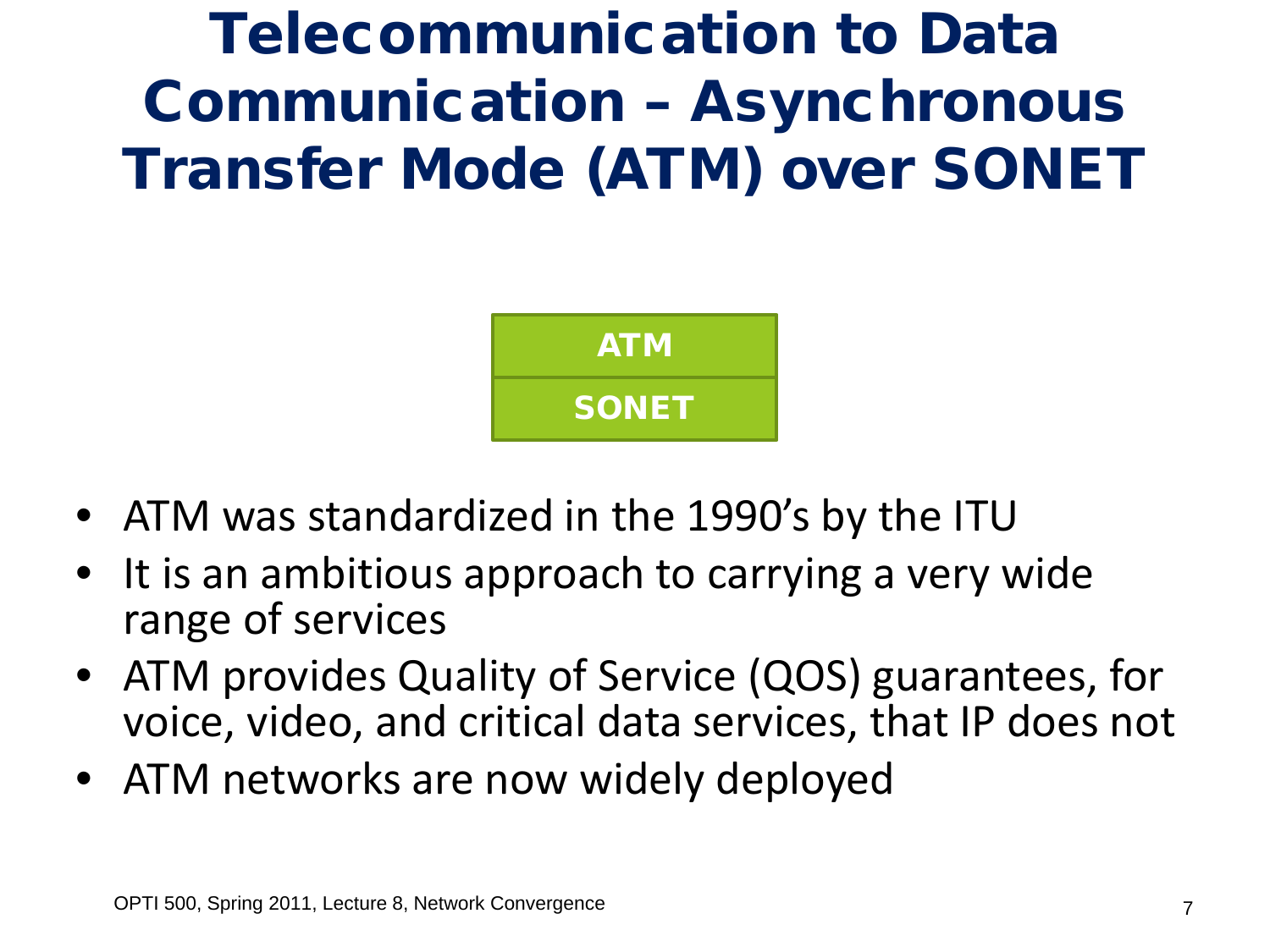# Telecommunication to Data Communication – Asynchronous Transfer Mode (ATM) over SONET

| ATM |
|---|
| SONET |

- ATM was standardized in the 1990's by the ITU
- It is an ambitious approach to carrying a very wide range of services
- ATM provides Quality of Service (QOS) guarantees, for voice, video, and critical data services, that IP does not
- ATM networks are now widely deployed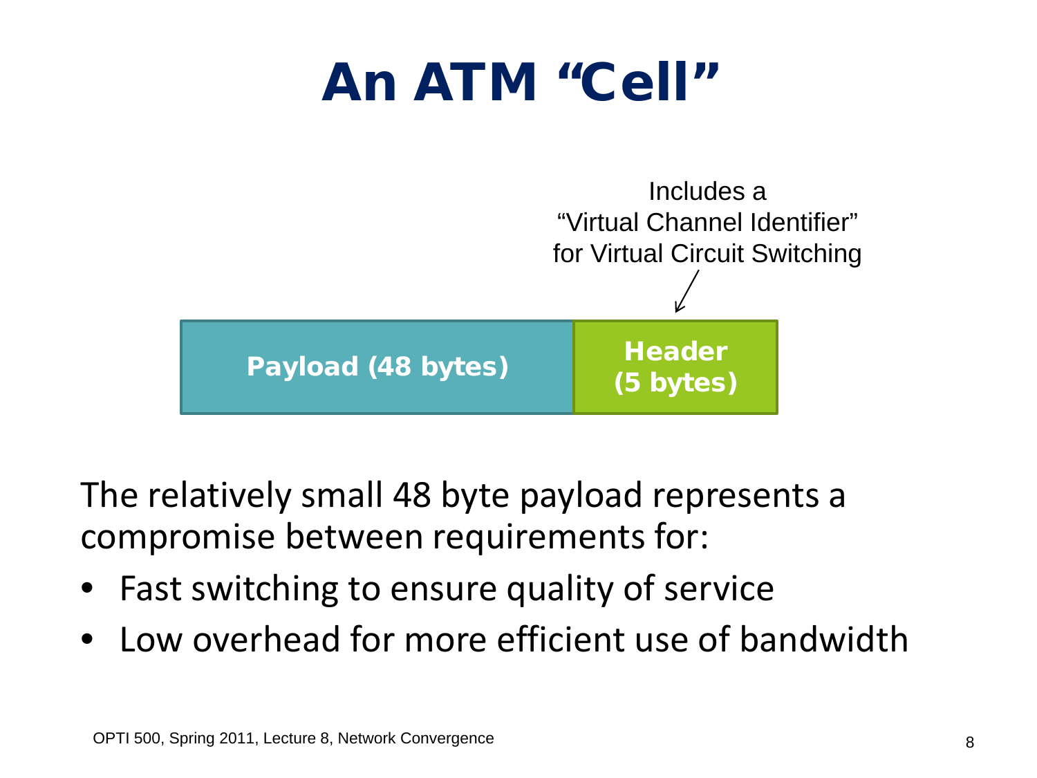# An ATM "Cell"

Includes a "Virtual Channel Identifier" for Virtual Circuit Switching

| Payload (48 bytes) | Header (5 bytes) |
| --- | --- |

The relatively small 48 byte payload represents a compromise between requirements for:

- Fast switching to ensure quality of service
- Low overhead for more efficient use of bandwidth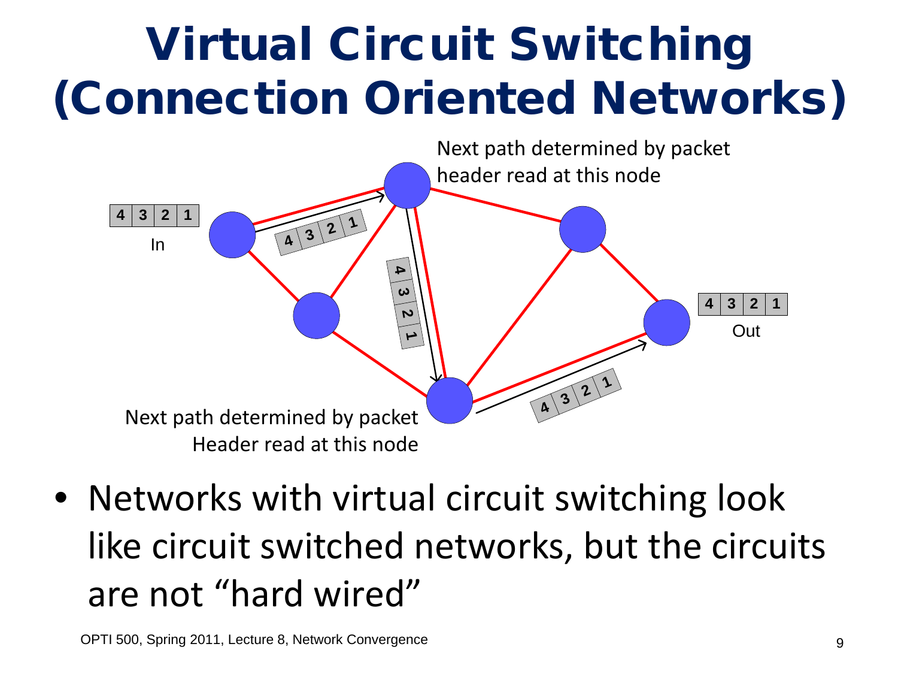# Virtual Circuit Switching (Connection Oriented Networks)

Next path determined by packet header read at this node

4 3 2 1

In

4 3 2 1

Out

Next path determined by packet Header read at this node

- Networks with virtual circuit switching look like circuit switched networks, but the circuits are not "hard wired"

OPTI 500, Spring 2011, Lecture 8, Network Convergence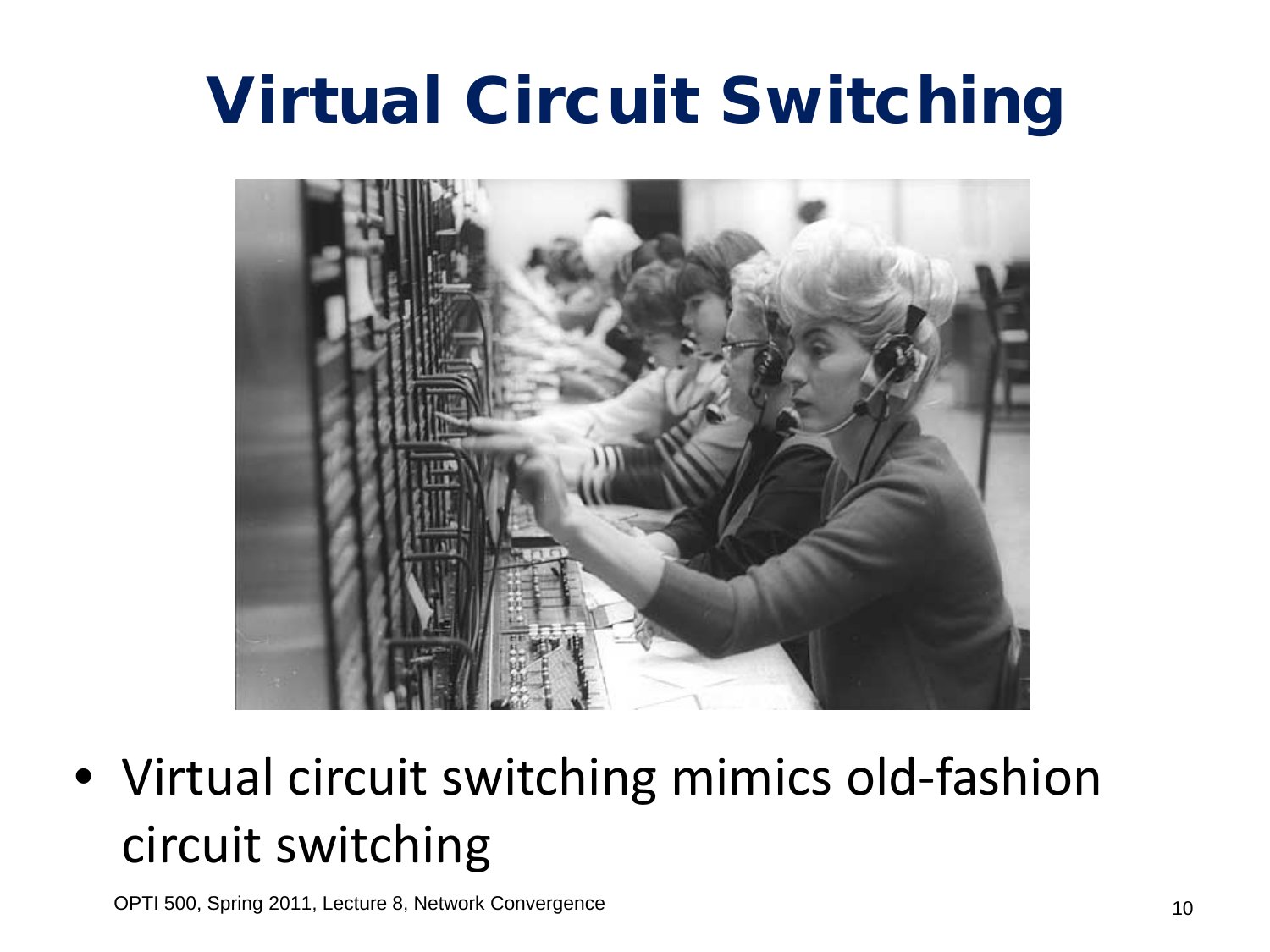# Virtual Circuit Switching

- Virtual circuit switching mimics old-fashion circuit switching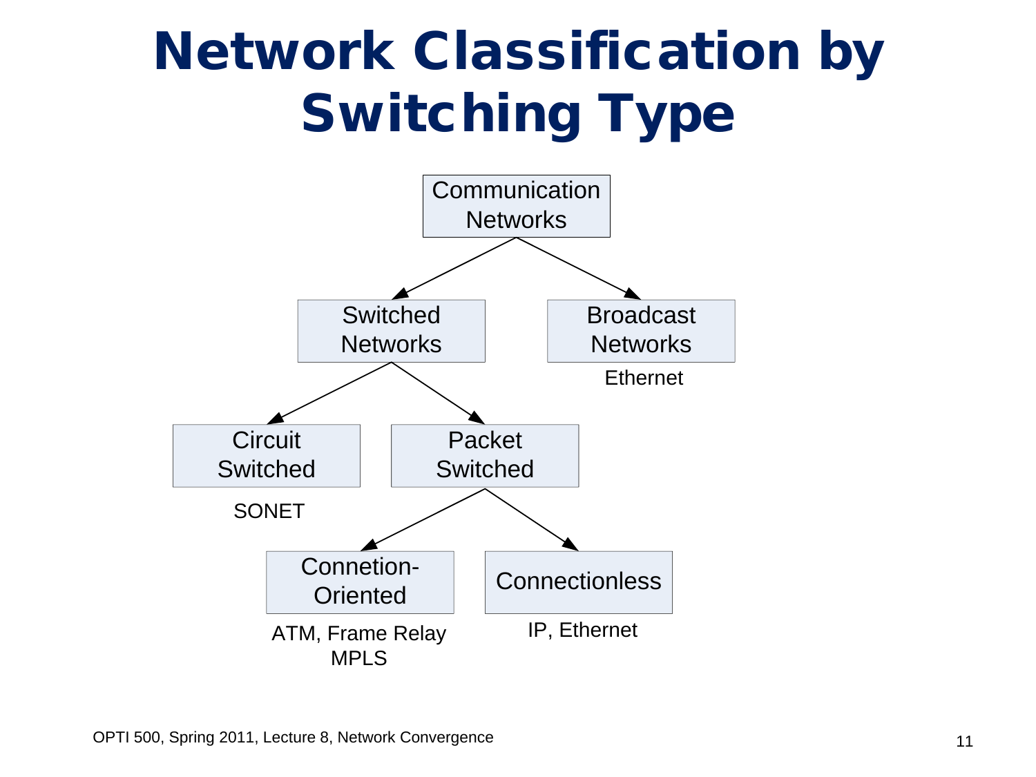# Network Classification by Switching Type

- Communication Networks
  - Switched Networks
    - Circuit Switched
      - SONET
    - Packet Switched
      - Connetion-Oriented
        - ATM, Frame Relay MPLS
      - Connectionless
        - IP, Ethernet
  - Broadcast Networks
    - Ethernet

OPTI 500, Spring 2011, Lecture 8, Network Convergence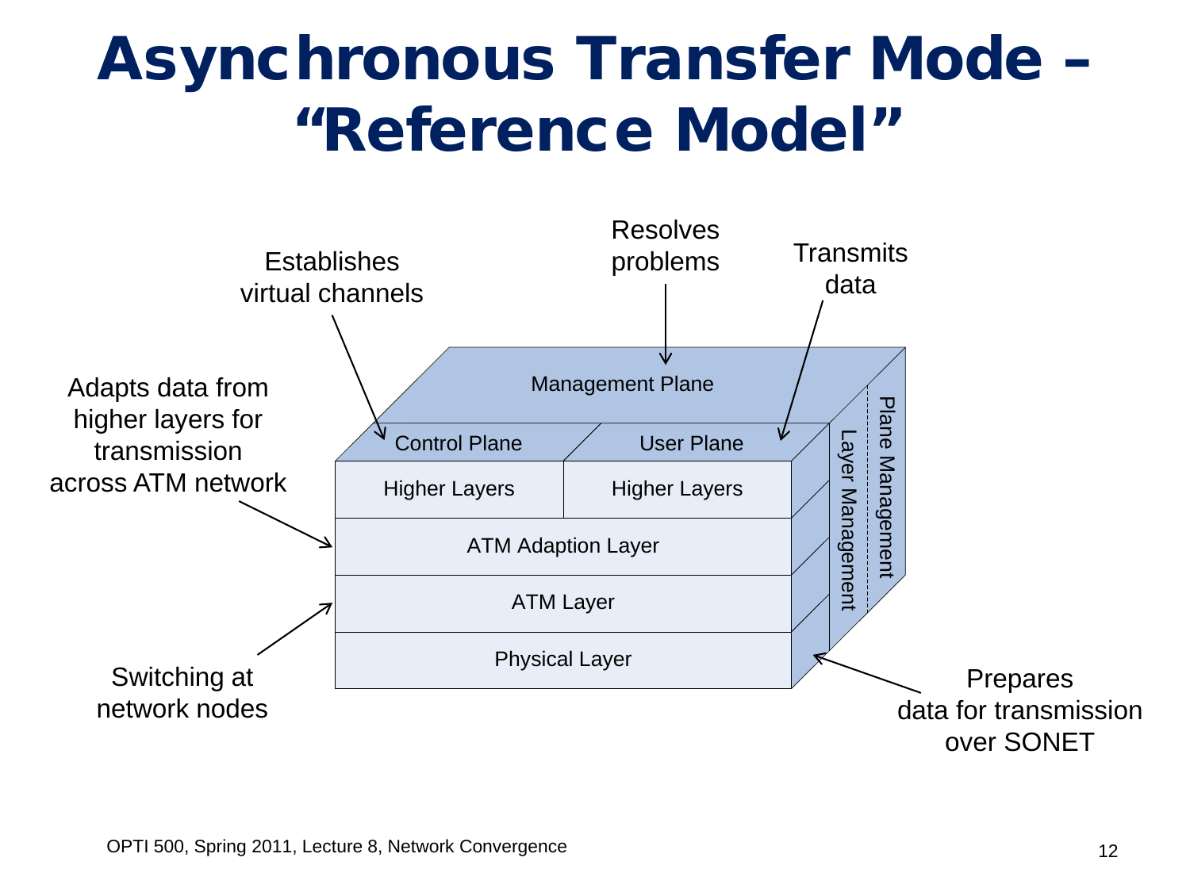# Asynchronous Transfer Mode – "Reference Model"

Establishes virtual channels

Resolves problems

Transmits data

Adapts data from higher layers for transmission across ATM network

Management Plane

Control Plane

User Plane

Higher Layers

Higher Layers

ATM Adaption Layer

ATM Layer

Physical Layer

Layer Management

Plane Management

Switching at network nodes

Prepares data for transmission over SONET

OPTI 500, Spring 2011, Lecture 8, Network Convergence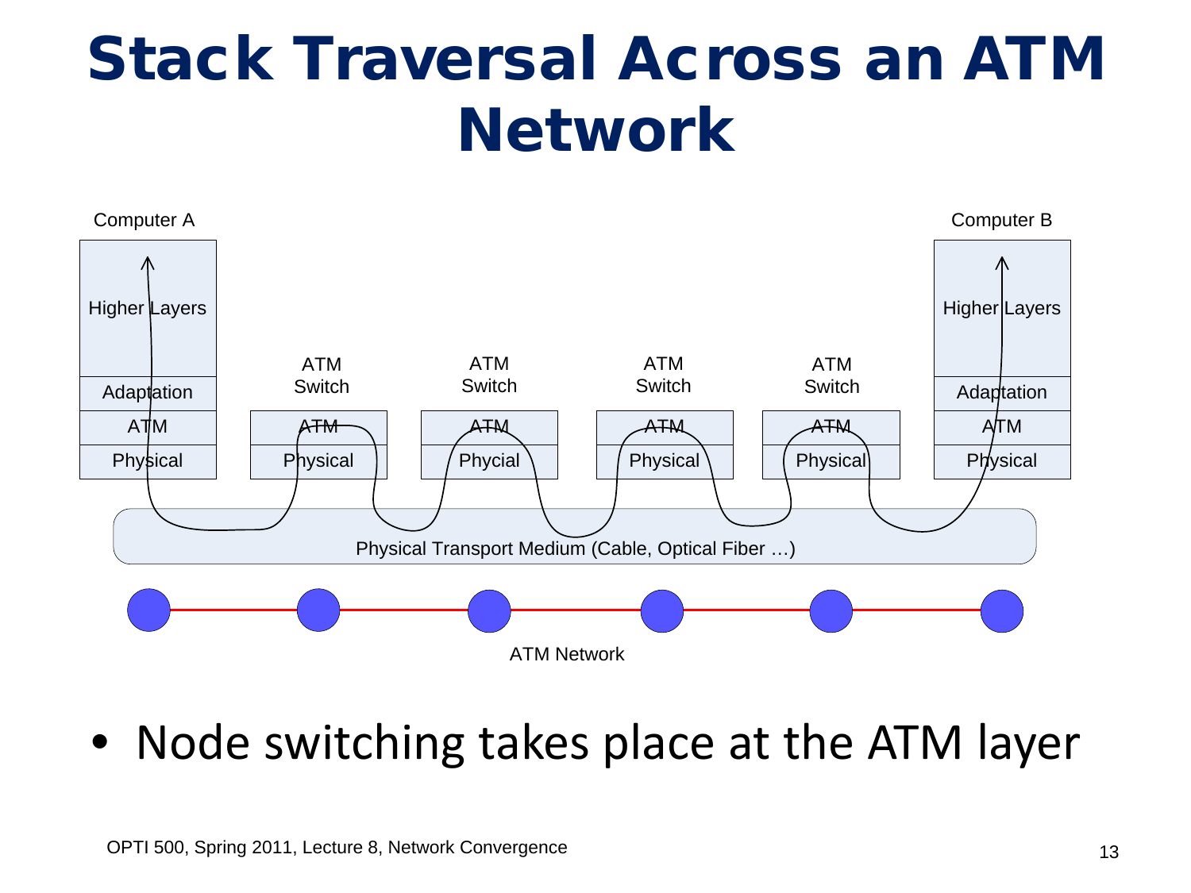# Stack Traversal Across an ATM Network

Computer A

Higher Layers

Adaptation

ATM

Physical

ATM Switch

ATM

Physical

ATM Switch

ATM

Phycial

ATM Switch

ATM

Physical

ATM Switch

ATM

Physical

Computer B

Higher Layers

Adaptation

ATM

Physical

Physical Transport Medium (Cable, Optical Fiber …)

ATM Network

- Node switching takes place at the ATM layer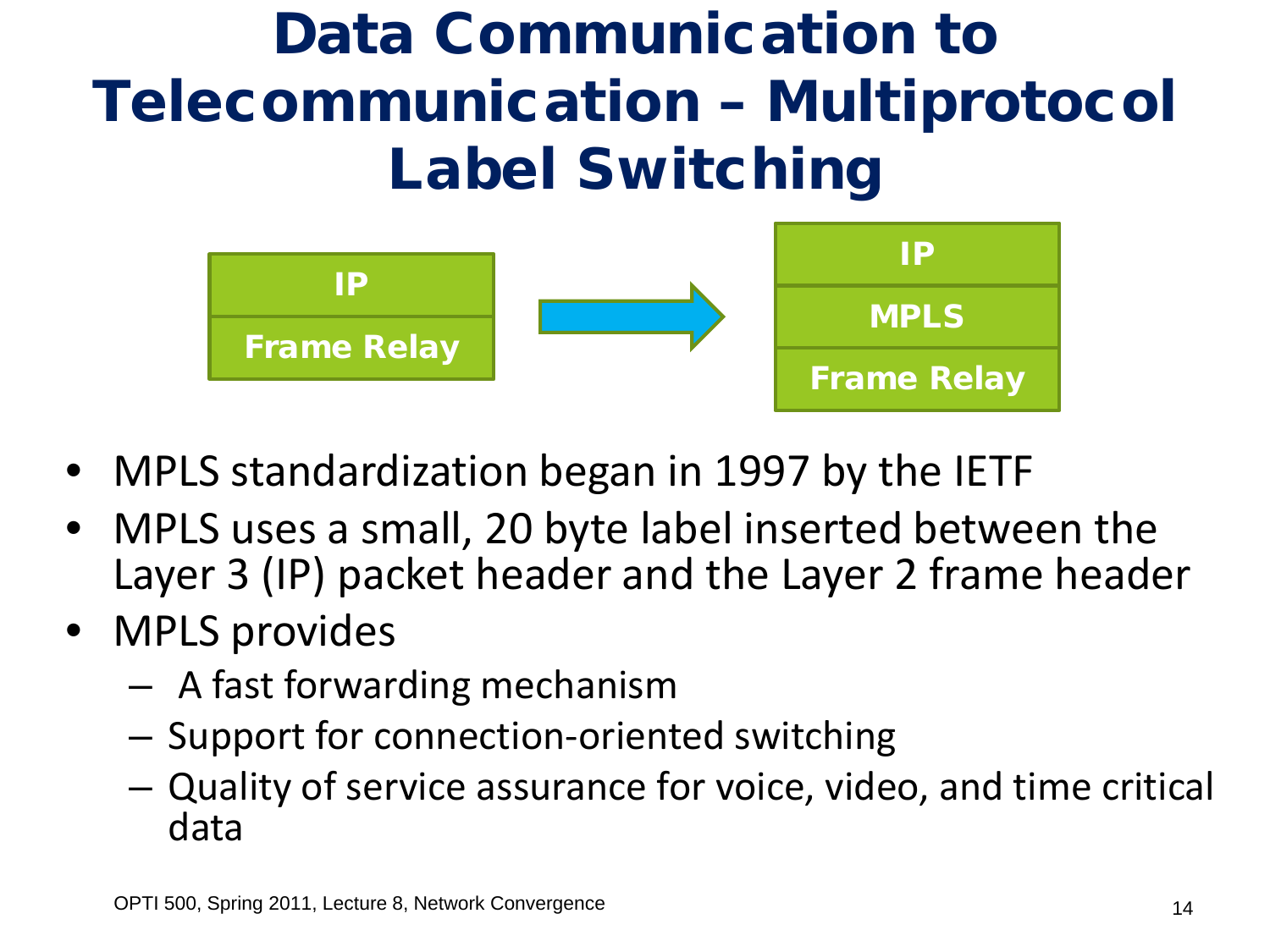# Data Communication to Telecommunication – Multiprotocol Label Switching

| IP |
| --- |
| Frame Relay |

→

| IP |
| --- |
| MPLS |
| Frame Relay |

- MPLS standardization began in 1997 by the IETF
- MPLS uses a small, 20 byte label inserted between the Layer 3 (IP) packet header and the Layer 2 frame header
- MPLS provides
  - A fast forwarding mechanism
  - Support for connection-oriented switching
  - Quality of service assurance for voice, video, and time critical data

OPTI 500, Spring 2011, Lecture 8, Network Convergence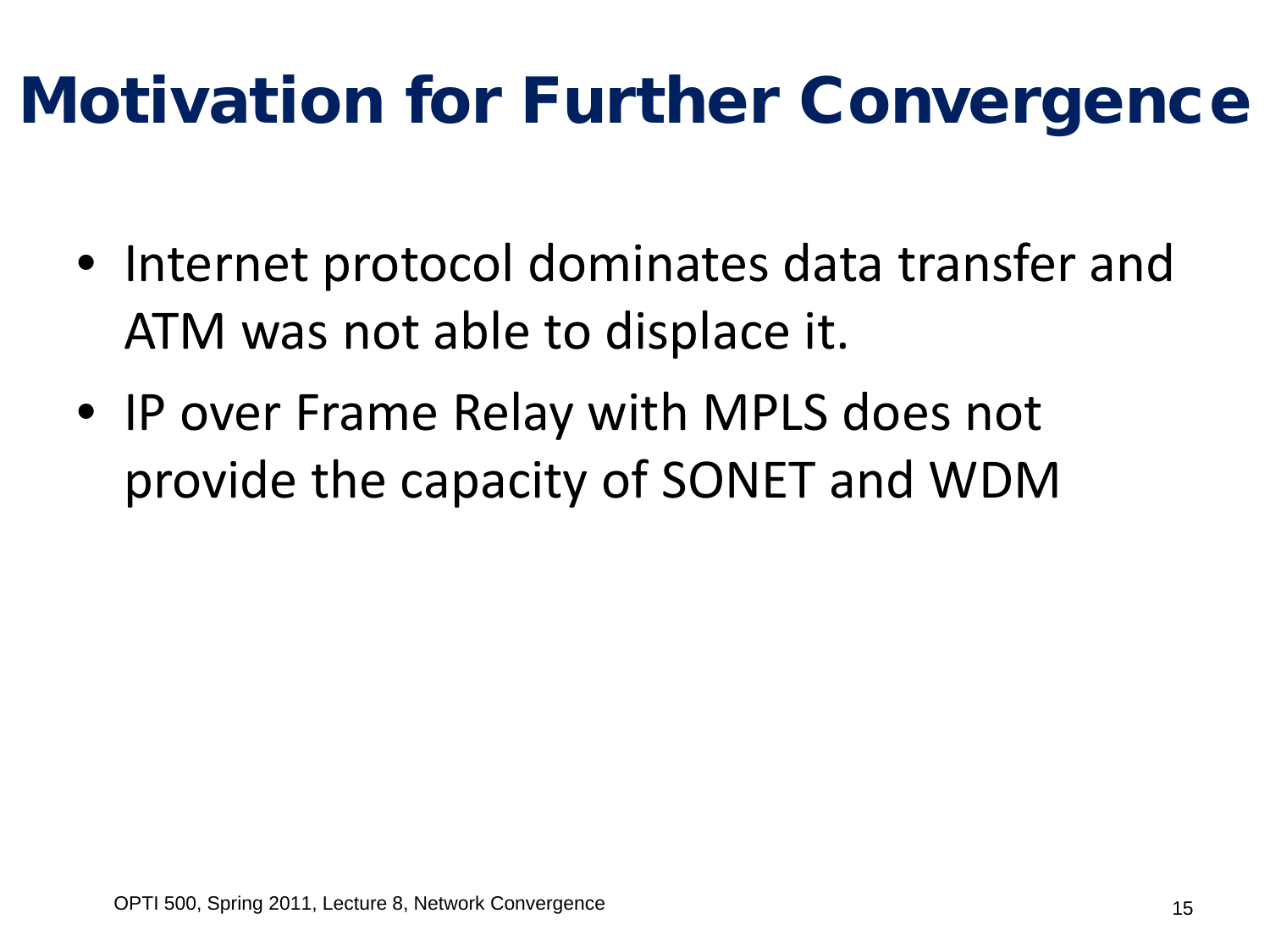# Motivation for Further Convergence

- Internet protocol dominates data transfer and ATM was not able to displace it.
- IP over Frame Relay with MPLS does not provide the capacity of SONET and WDM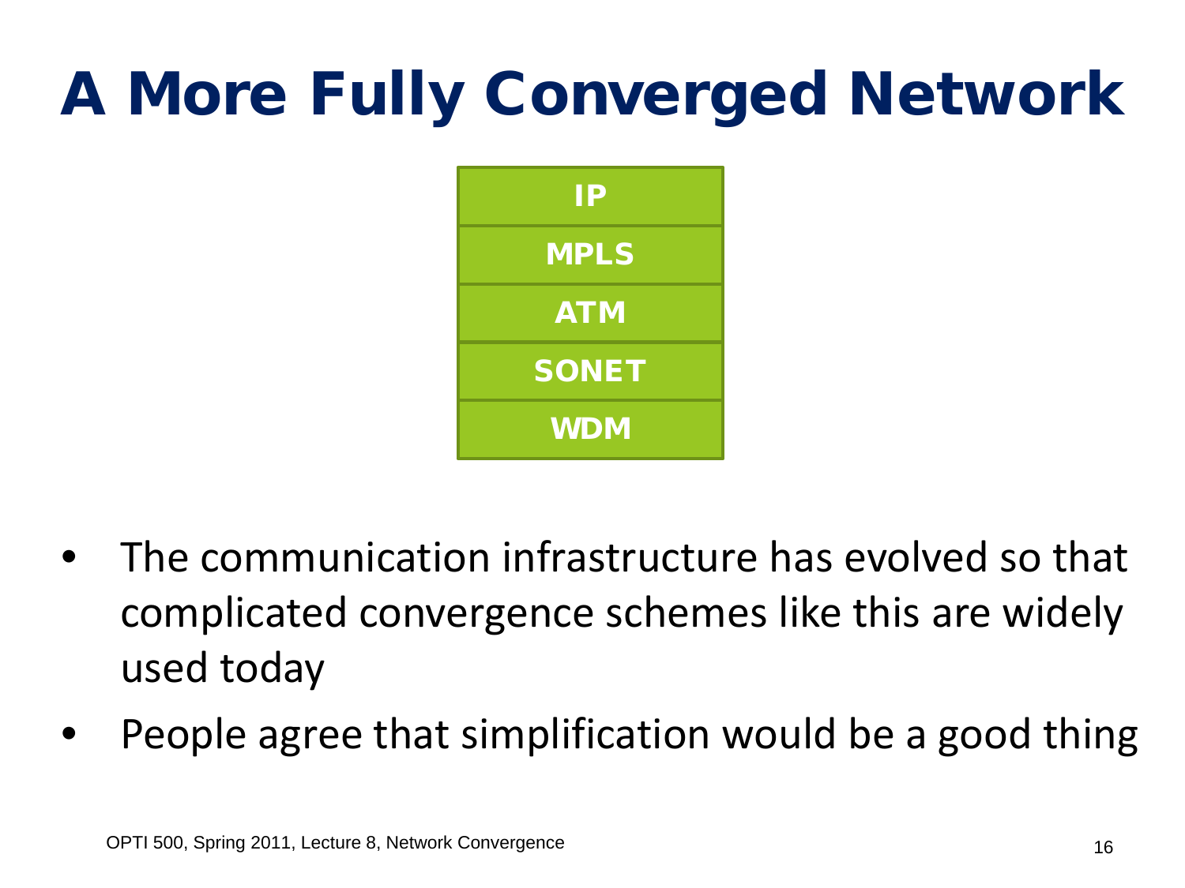# A More Fully Converged Network

| IP |
| --- |
| MPLS |
| ATM |
| SONET |
| WDM |

- The communication infrastructure has evolved so that complicated convergence schemes like this are widely used today
- People agree that simplification would be a good thing

OPTI 500, Spring 2011, Lecture 8, Network Convergence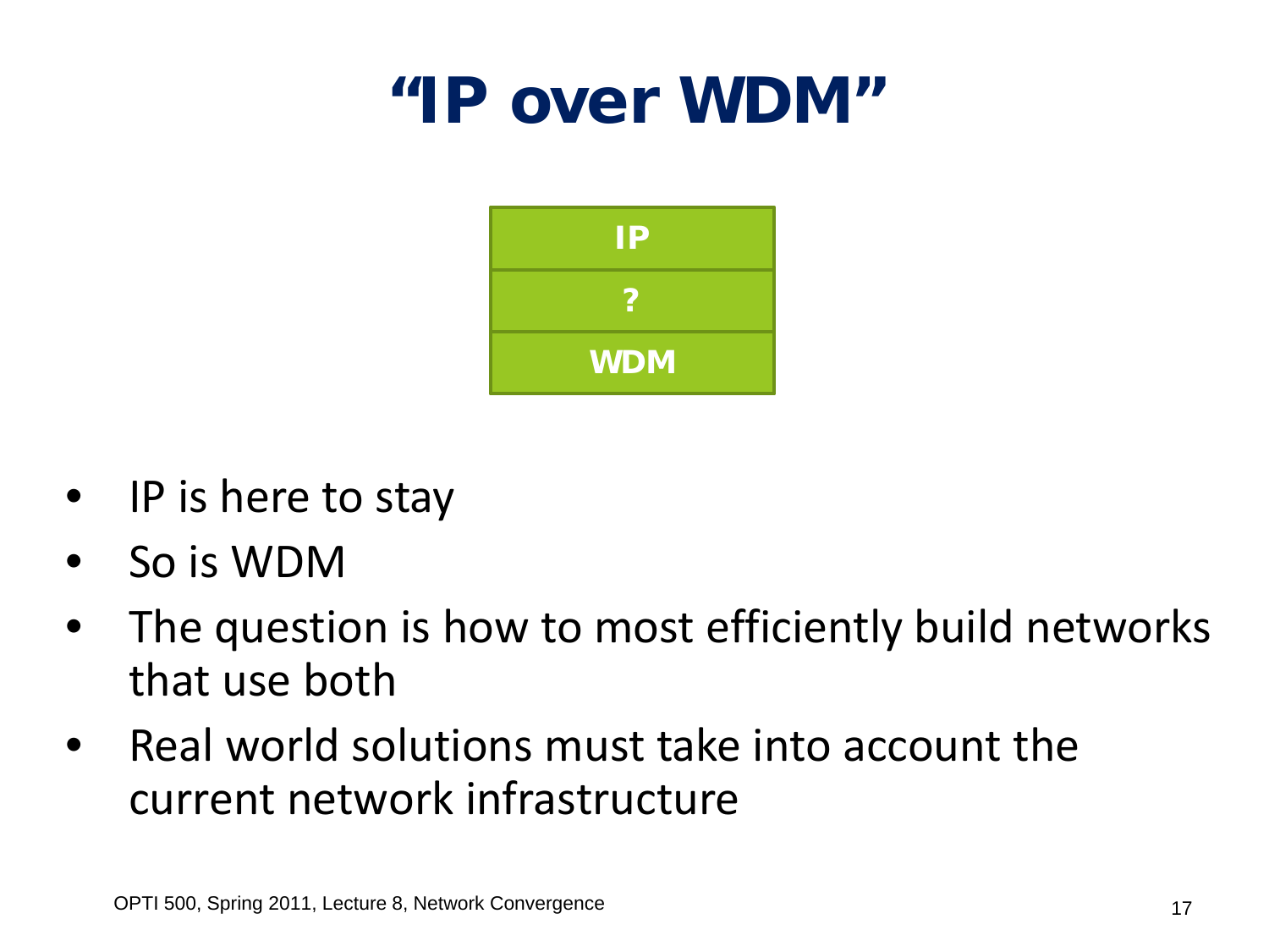# "IP over WDM"

IP

?

WDM

- IP is here to stay
- So is WDM
- The question is how to most efficiently build networks that use both
- Real world solutions must take into account the current network infrastructure